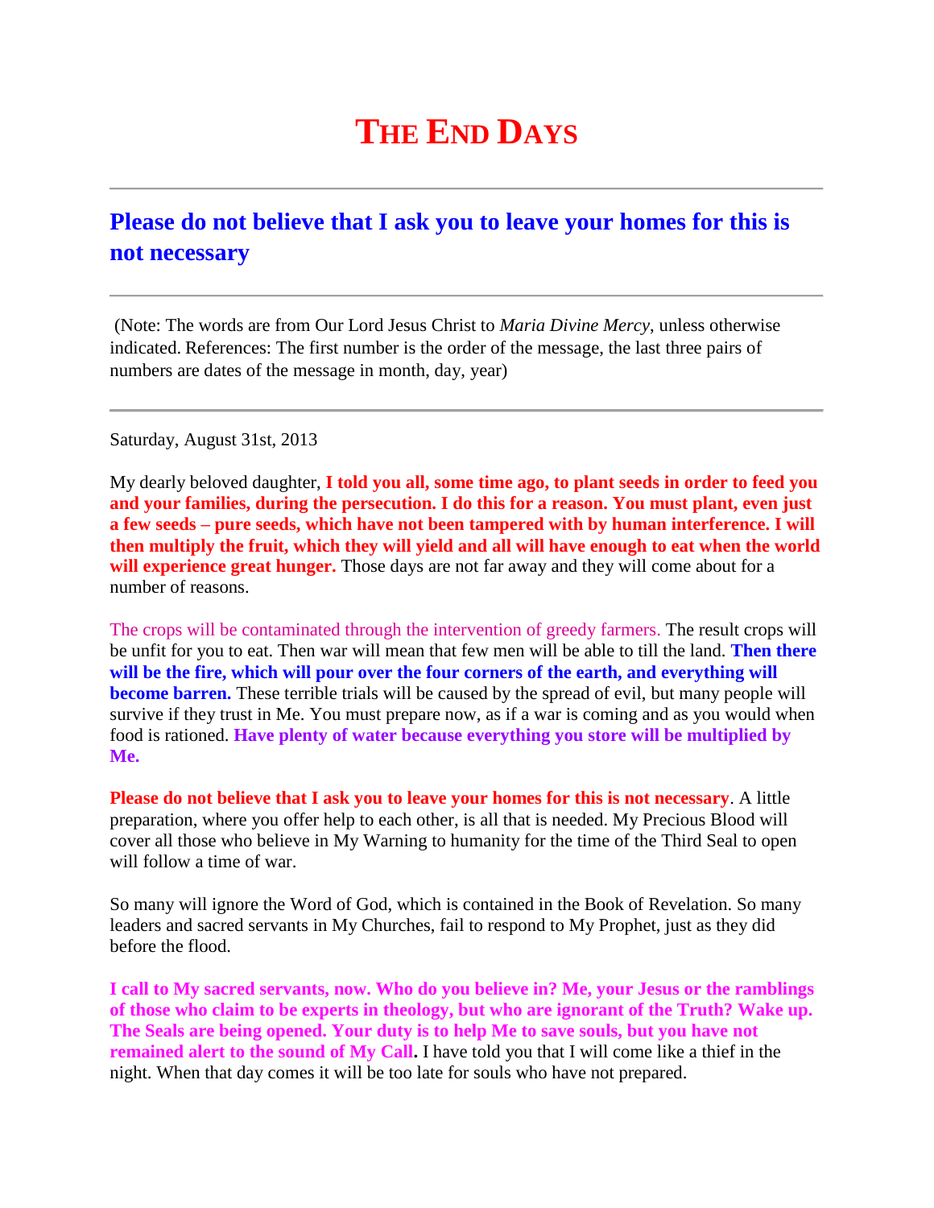# THE END DAYS

## Please do not believe that I ask you to leave your homes for this is not necessary

(Note: The words are from Our Lord Jesus Christ to *Maria Divine Mercy*, unless otherwise indicated. References: The first number is the order of the message, the last three pairs of numbers are dates of the message in month, day, year)

Saturday, August 31st, 2013

My dearly beloved daughter, **I told you all, some time ago, to plant seeds in order to feed you and your families, during the persecution. I do this for a reason. You must plant, even just a few seeds – pure seeds, which have not been tampered with by human interference. I will then multiply the fruit, which they will yield and all will have enough to eat when the world will experience great hunger.** Those days are not far away and they will come about for a number of reasons.

The crops will be contaminated through the intervention of greedy farmers. The result crops will be unfit for you to eat. Then war will mean that few men will be able to till the land. **Then there will be the fire, which will pour over the four corners of the earth, and everything will become barren.** These terrible trials will be caused by the spread of evil, but many people will survive if they trust in Me. You must prepare now, as if a war is coming and as you would when food is rationed. **Have plenty of water because everything you store will be multiplied by Me.**

**Please do not believe that I ask you to leave your homes for this is not necessary**. A little preparation, where you offer help to each other, is all that is needed. My Precious Blood will cover all those who believe in My Warning to humanity for the time of the Third Seal to open will follow a time of war.

So many will ignore the Word of God, which is contained in the Book of Revelation. So many leaders and sacred servants in My Churches, fail to respond to My Prophet, just as they did before the flood.

**I call to My sacred servants, now. Who do you believe in? Me, your Jesus or the ramblings of those who claim to be experts in theology, but who are ignorant of the Truth? Wake up. The Seals are being opened. Your duty is to help Me to save souls, but you have not remained alert to the sound of My Call.** I have told you that I will come like a thief in the night. When that day comes it will be too late for souls who have not prepared.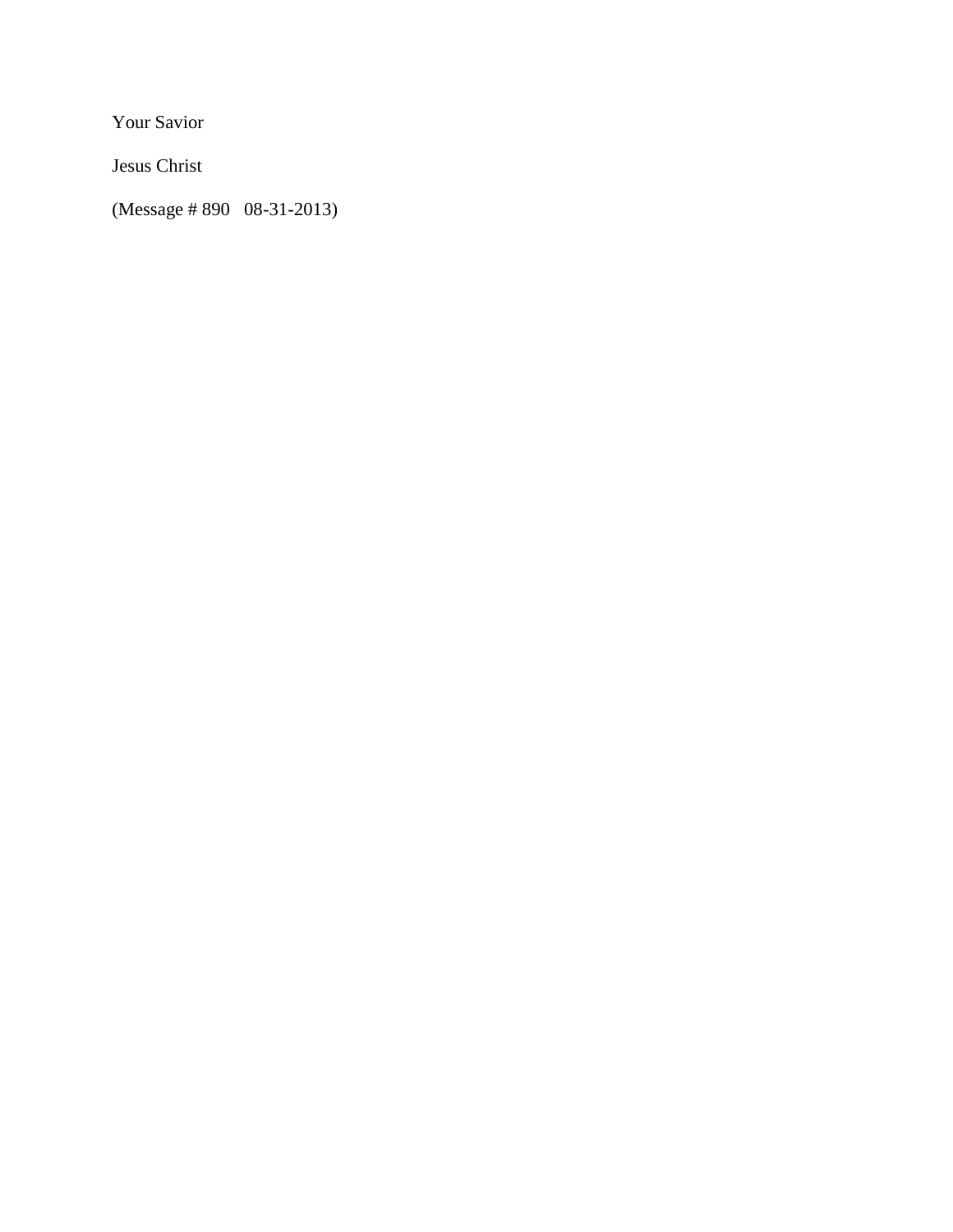Your Savior

Jesus Christ

(Message # 890   08-31-2013)